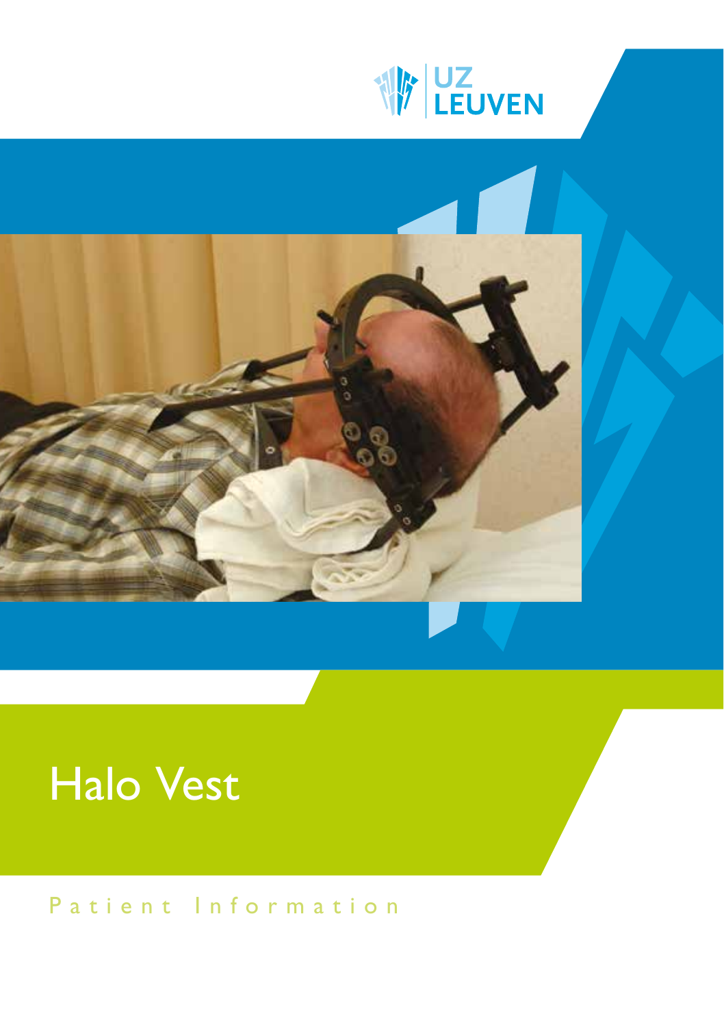UZ LEUVEN

# Halo Vest

Patient Information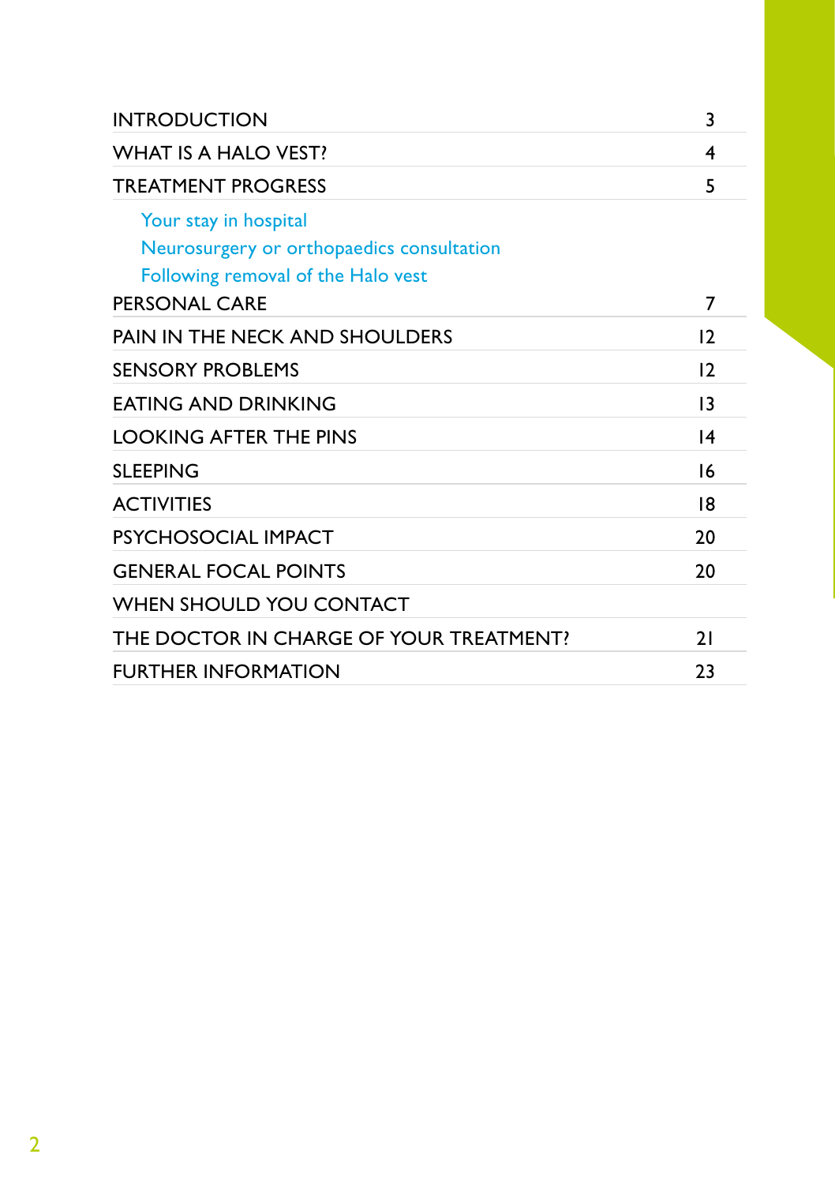| | |
|---|---|
| INTRODUCTION | 3 |
| WHAT IS A HALO VEST? | 4 |
| TREATMENT PROGRESS | 5 |
| Your stay in hospital | |
| Neurosurgery or orthopaedics consultation | |
| Following removal of the Halo vest | |
| PERSONAL CARE | 7 |
| PAIN IN THE NECK AND SHOULDERS | 12 |
| SENSORY PROBLEMS | 12 |
| EATING AND DRINKING | 13 |
| LOOKING AFTER THE PINS | 14 |
| SLEEPING | 16 |
| ACTIVITIES | 18 |
| PSYCHOSOCIAL IMPACT | 20 |
| GENERAL FOCAL POINTS | 20 |
| WHEN SHOULD YOU CONTACT THE DOCTOR IN CHARGE OF YOUR TREATMENT? | 21 |
| FURTHER INFORMATION | 23 |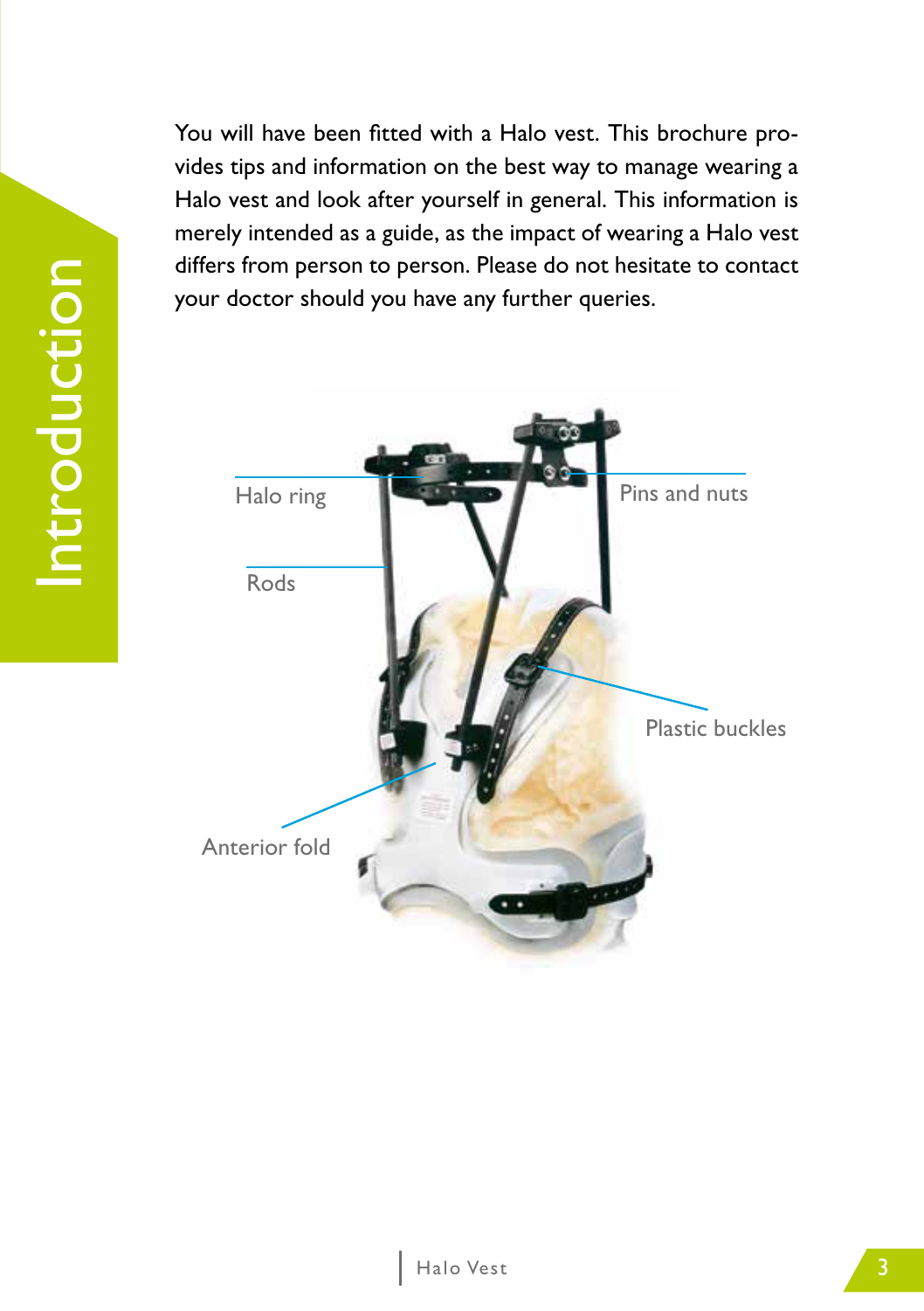# Introduction

You will have been fitted with a Halo vest. This brochure provides tips and information on the best way to manage wearing a Halo vest and look after yourself in general. This information is merely intended as a guide, as the impact of wearing a Halo vest differs from person to person. Please do not hesitate to contact your doctor should you have any further queries.

Halo ring

Pins and nuts

Rods

Plastic buckles

Anterior fold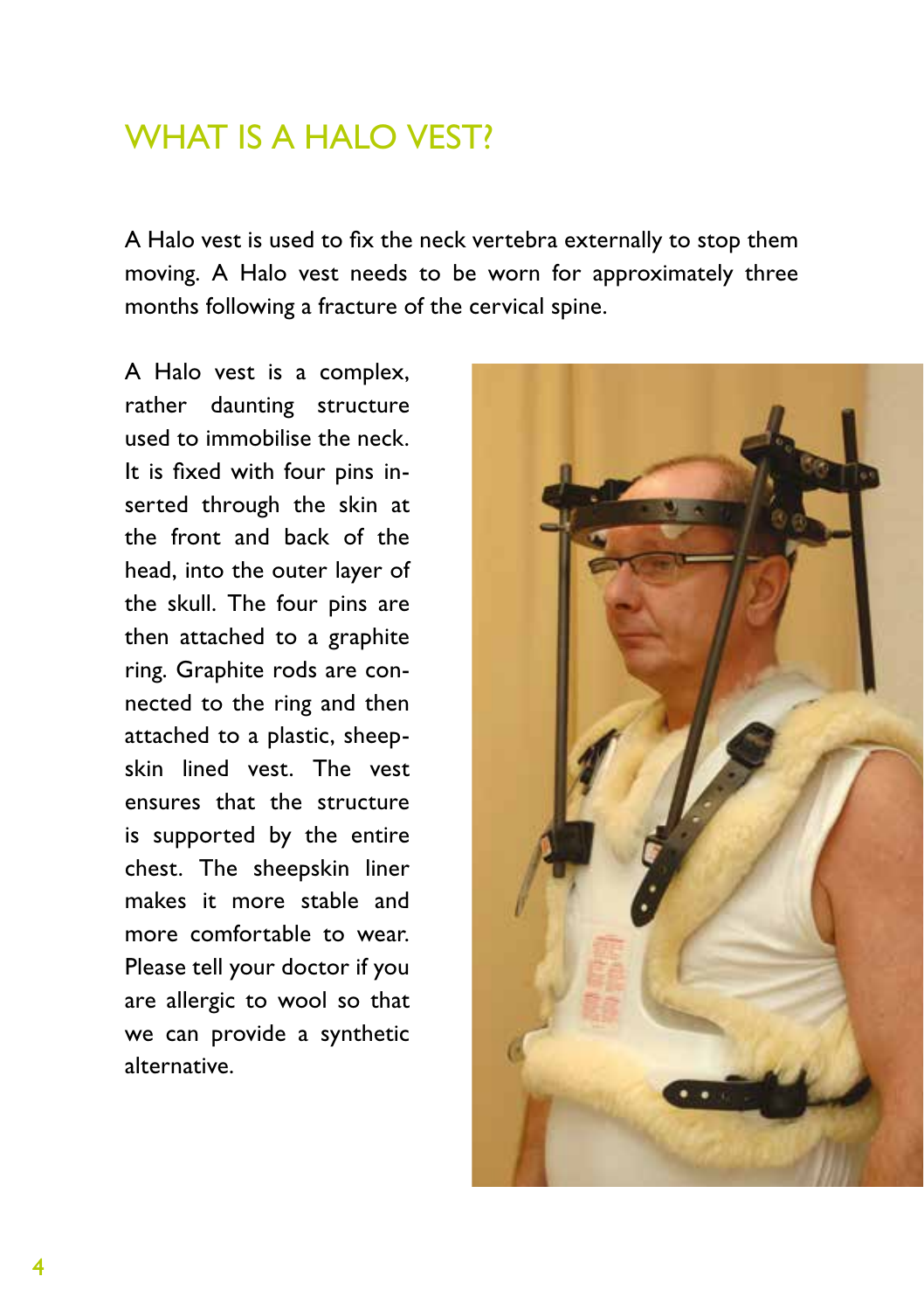# WHAT IS A HALO VEST?

A Halo vest is used to fix the neck vertebra externally to stop them moving. A Halo vest needs to be worn for approximately three months following a fracture of the cervical spine.

A Halo vest is a complex, rather daunting structure used to immobilise the neck. It is fixed with four pins inserted through the skin at the front and back of the head, into the outer layer of the skull. The four pins are then attached to a graphite ring. Graphite rods are connected to the ring and then attached to a plastic, sheepskin lined vest. The vest ensures that the structure is supported by the entire chest. The sheepskin liner makes it more stable and more comfortable to wear. Please tell your doctor if you are allergic to wool so that we can provide a synthetic alternative.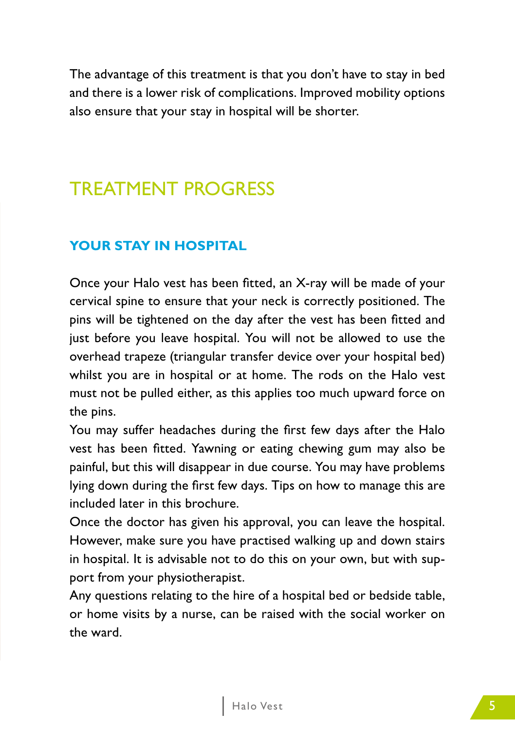The advantage of this treatment is that you don't have to stay in bed and there is a lower risk of complications. Improved mobility options also ensure that your stay in hospital will be shorter.

# TREATMENT PROGRESS

## YOUR STAY IN HOSPITAL

Once your Halo vest has been fitted, an X-ray will be made of your cervical spine to ensure that your neck is correctly positioned. The pins will be tightened on the day after the vest has been fitted and just before you leave hospital. You will not be allowed to use the overhead trapeze (triangular transfer device over your hospital bed) whilst you are in hospital or at home. The rods on the Halo vest must not be pulled either, as this applies too much upward force on the pins.

You may suffer headaches during the first few days after the Halo vest has been fitted. Yawning or eating chewing gum may also be painful, but this will disappear in due course. You may have problems lying down during the first few days. Tips on how to manage this are included later in this brochure.

Once the doctor has given his approval, you can leave the hospital. However, make sure you have practised walking up and down stairs in hospital. It is advisable not to do this on your own, but with support from your physiotherapist.

Any questions relating to the hire of a hospital bed or bedside table, or home visits by a nurse, can be raised with the social worker on the ward.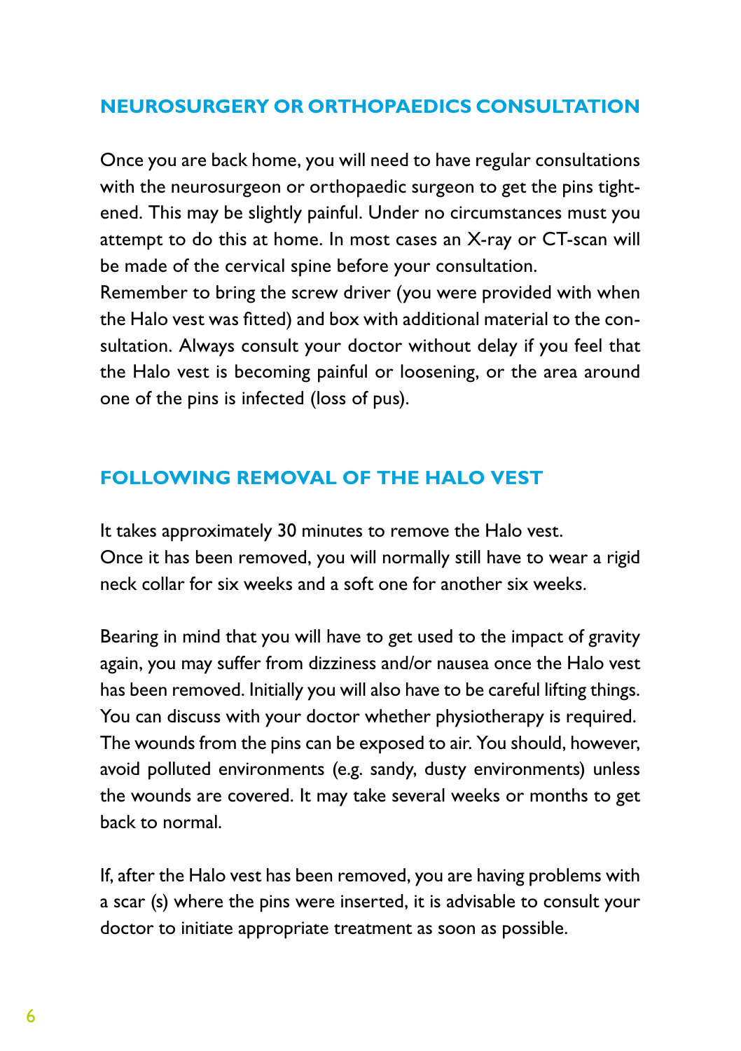## NEUROSURGERY OR ORTHOPAEDICS CONSULTATION

Once you are back home, you will need to have regular consultations with the neurosurgeon or orthopaedic surgeon to get the pins tightened. This may be slightly painful. Under no circumstances must you attempt to do this at home. In most cases an X-ray or CT-scan will be made of the cervical spine before your consultation.
Remember to bring the screw driver (you were provided with when the Halo vest was fitted) and box with additional material to the consultation. Always consult your doctor without delay if you feel that the Halo vest is becoming painful or loosening, or the area around one of the pins is infected (loss of pus).

## FOLLOWING REMOVAL OF THE HALO VEST

It takes approximately 30 minutes to remove the Halo vest.
Once it has been removed, you will normally still have to wear a rigid neck collar for six weeks and a soft one for another six weeks.

Bearing in mind that you will have to get used to the impact of gravity again, you may suffer from dizziness and/or nausea once the Halo vest has been removed. Initially you will also have to be careful lifting things. You can discuss with your doctor whether physiotherapy is required. The wounds from the pins can be exposed to air. You should, however, avoid polluted environments (e.g. sandy, dusty environments) unless the wounds are covered. It may take several weeks or months to get back to normal.

If, after the Halo vest has been removed, you are having problems with a scar (s) where the pins were inserted, it is advisable to consult your doctor to initiate appropriate treatment as soon as possible.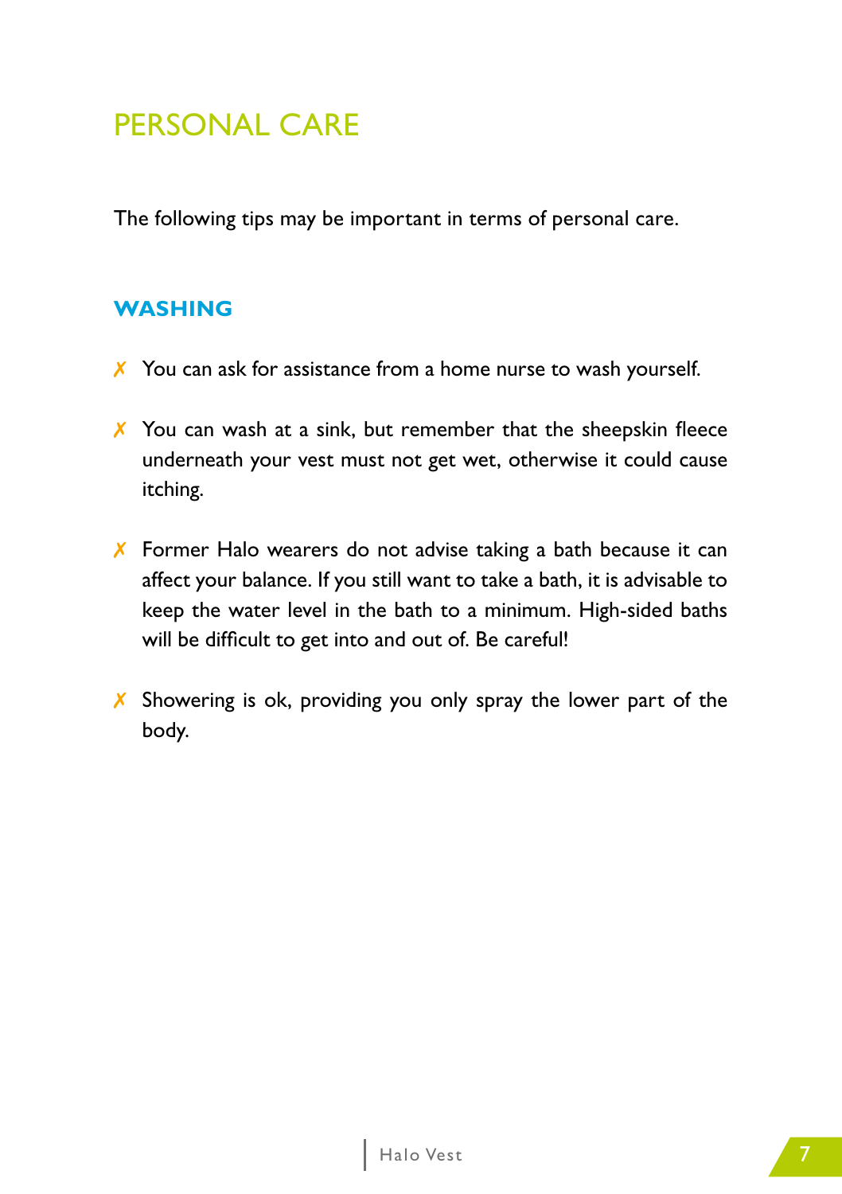# PERSONAL CARE

The following tips may be important in terms of personal care.

## WASHING

- ✗ You can ask for assistance from a home nurse to wash yourself.
- ✗ You can wash at a sink, but remember that the sheepskin fleece underneath your vest must not get wet, otherwise it could cause itching.
- ✗ Former Halo wearers do not advise taking a bath because it can affect your balance. If you still want to take a bath, it is advisable to keep the water level in the bath to a minimum. High-sided baths will be difficult to get into and out of. Be careful!
- ✗ Showering is ok, providing you only spray the lower part of the body.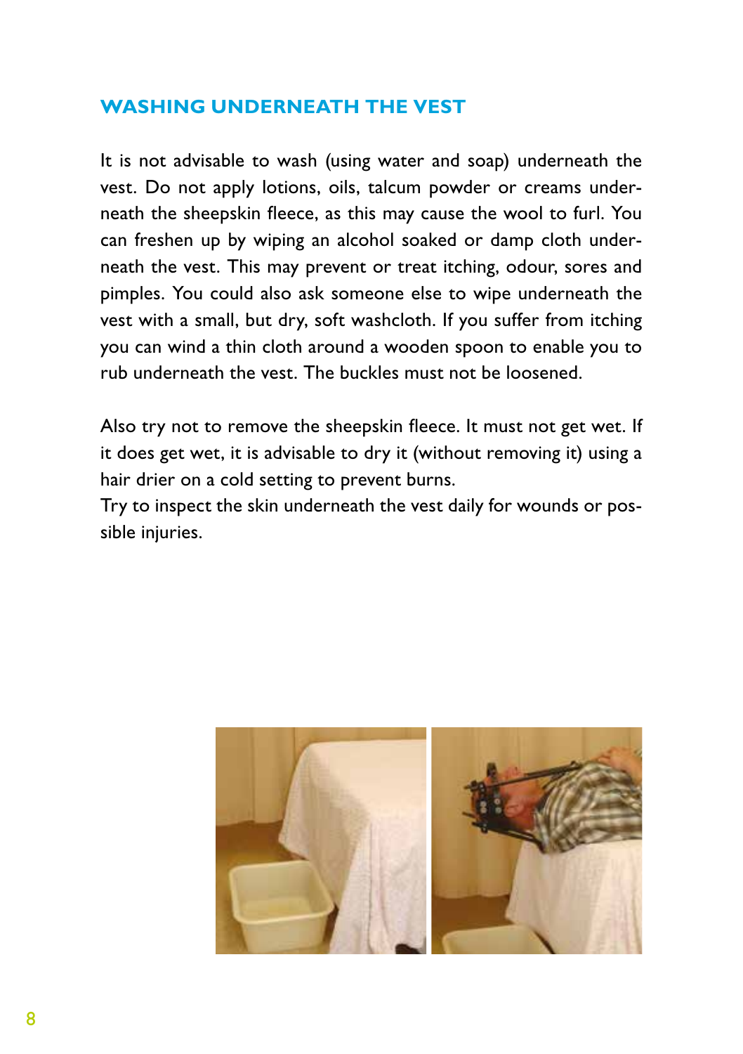## WASHING UNDERNEATH THE VEST

It is not advisable to wash (using water and soap) underneath the vest. Do not apply lotions, oils, talcum powder or creams underneath the sheepskin fleece, as this may cause the wool to furl. You can freshen up by wiping an alcohol soaked or damp cloth underneath the vest. This may prevent or treat itching, odour, sores and pimples. You could also ask someone else to wipe underneath the vest with a small, but dry, soft washcloth. If you suffer from itching you can wind a thin cloth around a wooden spoon to enable you to rub underneath the vest. The buckles must not be loosened.

Also try not to remove the sheepskin fleece. It must not get wet. If it does get wet, it is advisable to dry it (without removing it) using a hair drier on a cold setting to prevent burns.
Try to inspect the skin underneath the vest daily for wounds or possible injuries.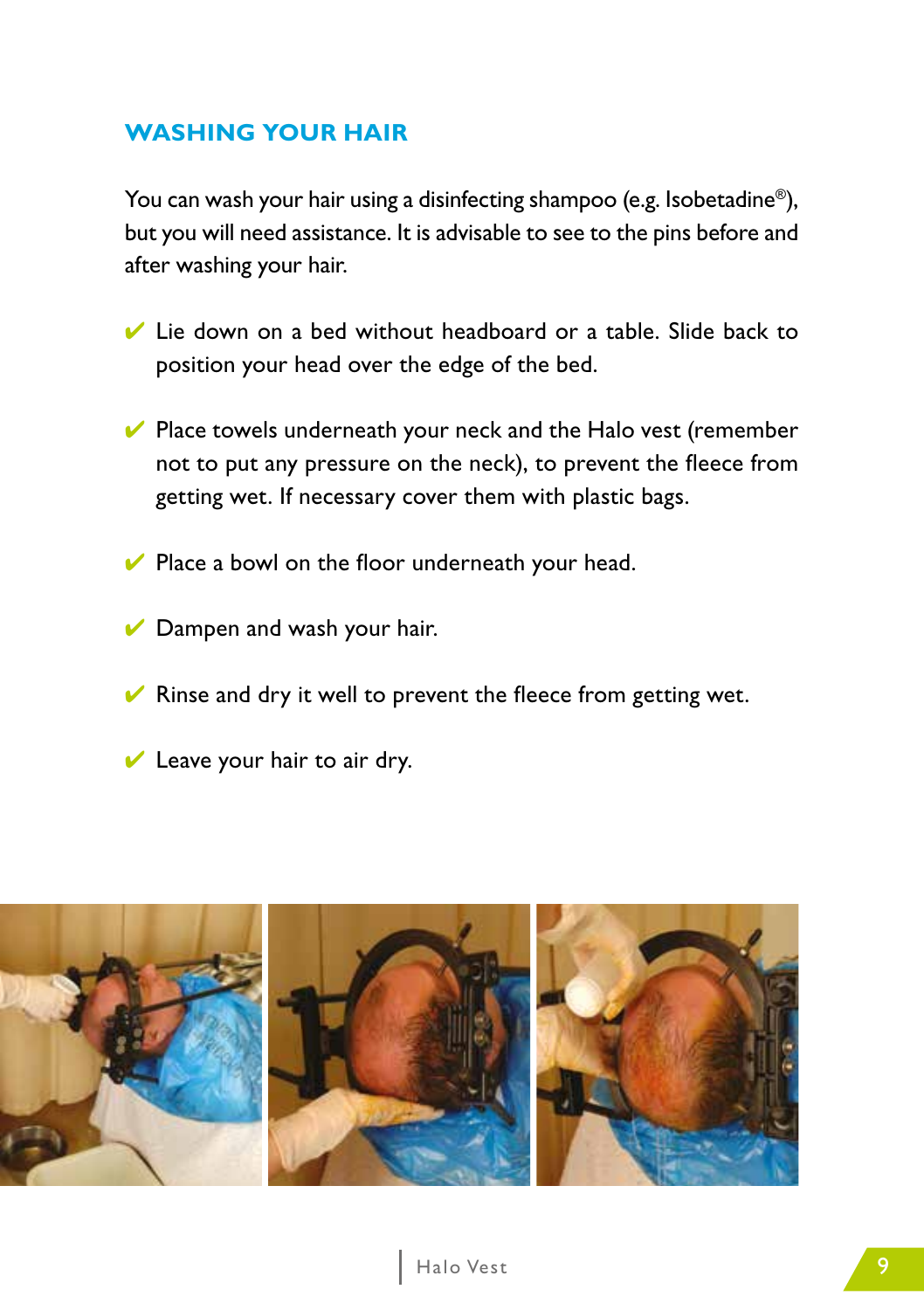## WASHING YOUR HAIR

You can wash your hair using a disinfecting shampoo (e.g. Isobetadine®), but you will need assistance. It is advisable to see to the pins before and after washing your hair.

- ✔ Lie down on a bed without headboard or a table. Slide back to position your head over the edge of the bed.
- ✔ Place towels underneath your neck and the Halo vest (remember not to put any pressure on the neck), to prevent the fleece from getting wet. If necessary cover them with plastic bags.
- ✔ Place a bowl on the floor underneath your head.
- ✔ Dampen and wash your hair.
- ✔ Rinse and dry it well to prevent the fleece from getting wet.
- ✔ Leave your hair to air dry.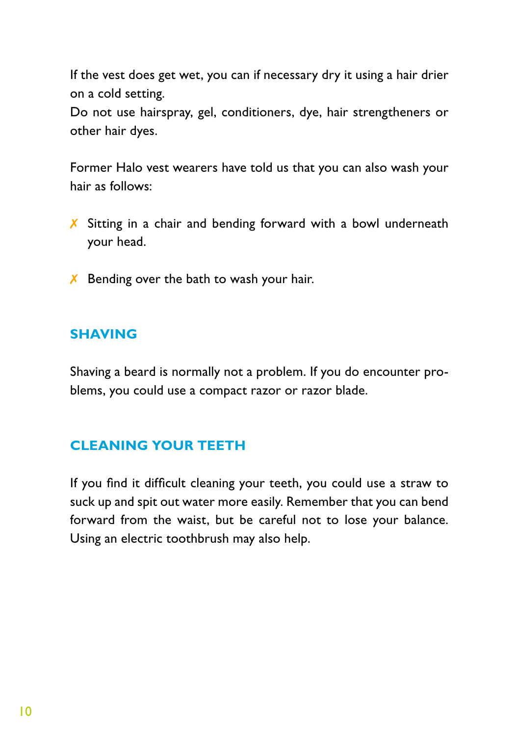If the vest does get wet, you can if necessary dry it using a hair drier on a cold setting.
Do not use hairspray, gel, conditioners, dye, hair strengtheners or other hair dyes.

Former Halo vest wearers have told us that you can also wash your hair as follows:

- ✗ Sitting in a chair and bending forward with a bowl underneath your head.
- ✗ Bending over the bath to wash your hair.

## SHAVING

Shaving a beard is normally not a problem. If you do encounter problems, you could use a compact razor or razor blade.

## CLEANING YOUR TEETH

If you find it difficult cleaning your teeth, you could use a straw to suck up and spit out water more easily. Remember that you can bend forward from the waist, but be careful not to lose your balance. Using an electric toothbrush may also help.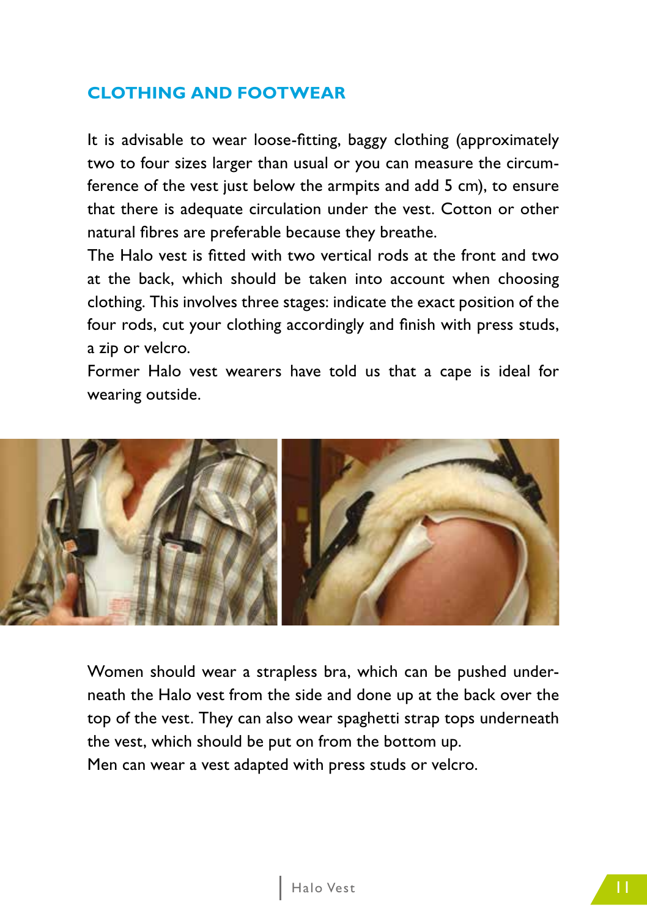## CLOTHING AND FOOTWEAR

It is advisable to wear loose-fitting, baggy clothing (approximately two to four sizes larger than usual or you can measure the circumference of the vest just below the armpits and add 5 cm), to ensure that there is adequate circulation under the vest. Cotton or other natural fibres are preferable because they breathe.

The Halo vest is fitted with two vertical rods at the front and two at the back, which should be taken into account when choosing clothing. This involves three stages: indicate the exact position of the four rods, cut your clothing accordingly and finish with press studs, a zip or velcro.

Former Halo vest wearers have told us that a cape is ideal for wearing outside.

Women should wear a strapless bra, which can be pushed underneath the Halo vest from the side and done up at the back over the top of the vest. They can also wear spaghetti strap tops underneath the vest, which should be put on from the bottom up.

Men can wear a vest adapted with press studs or velcro.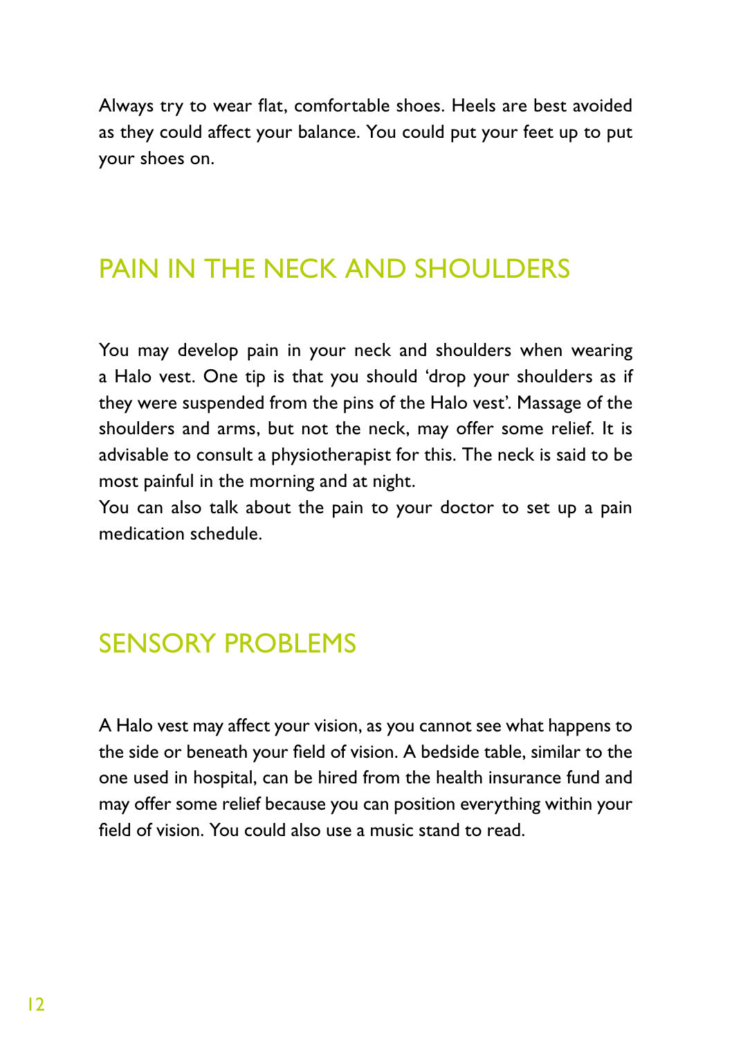Always try to wear flat, comfortable shoes. Heels are best avoided as they could affect your balance. You could put your feet up to put your shoes on.

## PAIN IN THE NECK AND SHOULDERS

You may develop pain in your neck and shoulders when wearing a Halo vest. One tip is that you should 'drop your shoulders as if they were suspended from the pins of the Halo vest'. Massage of the shoulders and arms, but not the neck, may offer some relief. It is advisable to consult a physiotherapist for this. The neck is said to be most painful in the morning and at night.
You can also talk about the pain to your doctor to set up a pain medication schedule.

## SENSORY PROBLEMS

A Halo vest may affect your vision, as you cannot see what happens to the side or beneath your field of vision. A bedside table, similar to the one used in hospital, can be hired from the health insurance fund and may offer some relief because you can position everything within your field of vision. You could also use a music stand to read.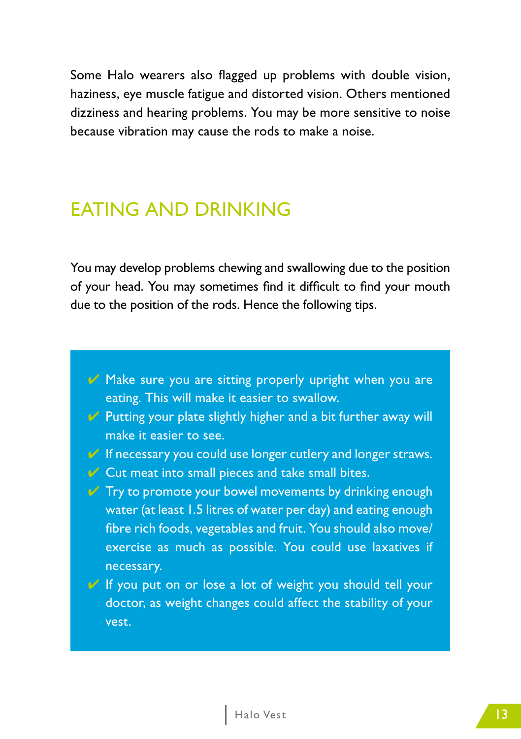Some Halo wearers also flagged up problems with double vision, haziness, eye muscle fatigue and distorted vision. Others mentioned dizziness and hearing problems. You may be more sensitive to noise because vibration may cause the rods to make a noise.

## EATING AND DRINKING

You may develop problems chewing and swallowing due to the position of your head. You may sometimes find it difficult to find your mouth due to the position of the rods. Hence the following tips.

- ✔ Make sure you are sitting properly upright when you are eating. This will make it easier to swallow.
- ✔ Putting your plate slightly higher and a bit further away will make it easier to see.
- ✔ If necessary you could use longer cutlery and longer straws.
- ✔ Cut meat into small pieces and take small bites.
- ✔ Try to promote your bowel movements by drinking enough water (at least 1.5 litres of water per day) and eating enough fibre rich foods, vegetables and fruit. You should also move/exercise as much as possible. You could use laxatives if necessary.
- ✔ If you put on or lose a lot of weight you should tell your doctor, as weight changes could affect the stability of your vest.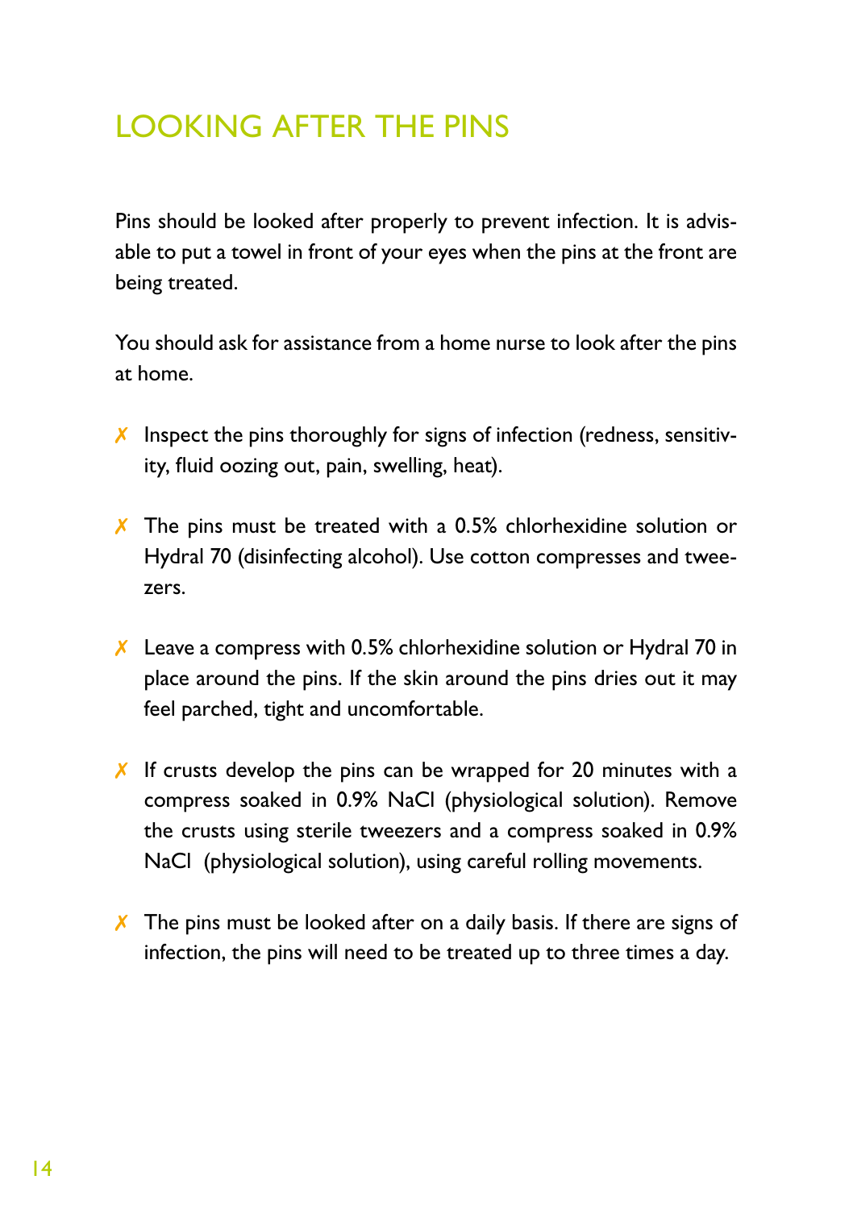# LOOKING AFTER THE PINS

Pins should be looked after properly to prevent infection. It is advisable to put a towel in front of your eyes when the pins at the front are being treated.

You should ask for assistance from a home nurse to look after the pins at home.

- ✗ Inspect the pins thoroughly for signs of infection (redness, sensitivity, fluid oozing out, pain, swelling, heat).
- ✗ The pins must be treated with a 0.5% chlorhexidine solution or Hydral 70 (disinfecting alcohol). Use cotton compresses and tweezers.
- ✗ Leave a compress with 0.5% chlorhexidine solution or Hydral 70 in place around the pins. If the skin around the pins dries out it may feel parched, tight and uncomfortable.
- ✗ If crusts develop the pins can be wrapped for 20 minutes with a compress soaked in 0.9% NaCl (physiological solution). Remove the crusts using sterile tweezers and a compress soaked in 0.9% NaCl (physiological solution), using careful rolling movements.
- ✗ The pins must be looked after on a daily basis. If there are signs of infection, the pins will need to be treated up to three times a day.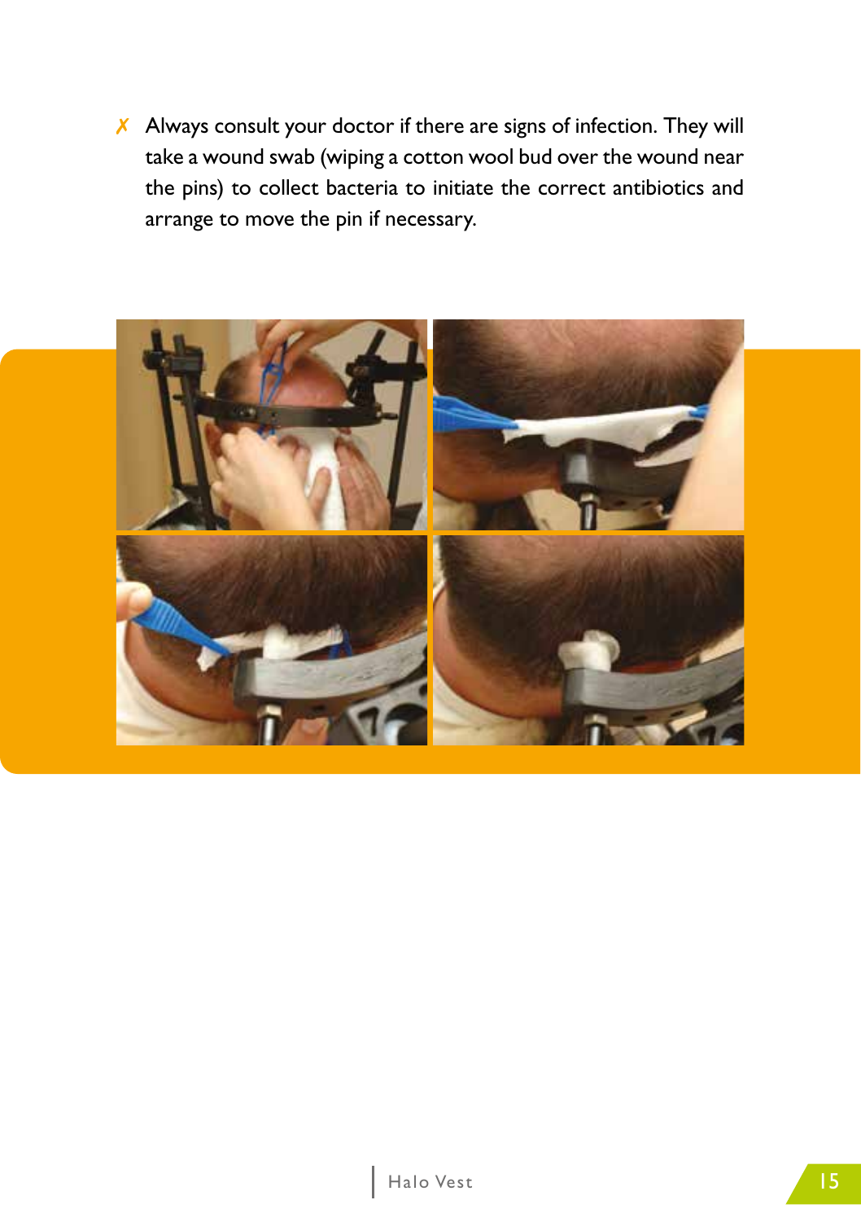- ✗ Always consult your doctor if there are signs of infection. They will take a wound swab (wiping a cotton wool bud over the wound near the pins) to collect bacteria to initiate the correct antibiotics and arrange to move the pin if necessary.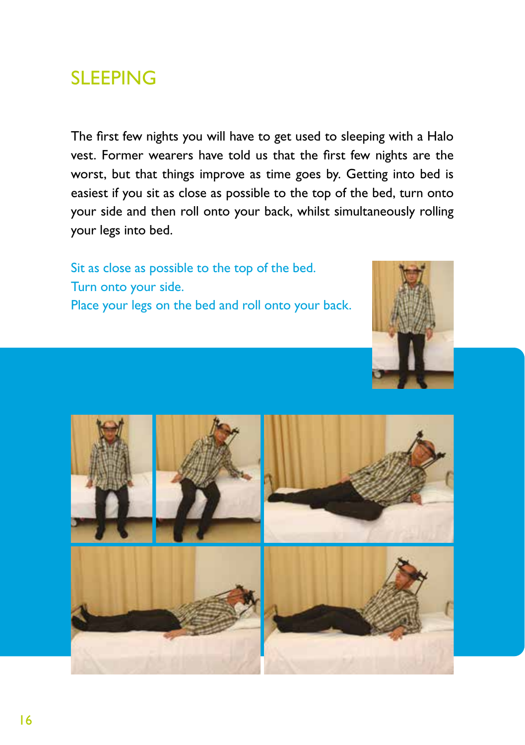## SLEEPING

The first few nights you will have to get used to sleeping with a Halo vest. Former wearers have told us that the first few nights are the worst, but that things improve as time goes by. Getting into bed is easiest if you sit as close as possible to the top of the bed, turn onto your side and then roll onto your back, whilst simultaneously rolling your legs into bed.

Sit as close as possible to the top of the bed.
Turn onto your side.
Place your legs on the bed and roll onto your back.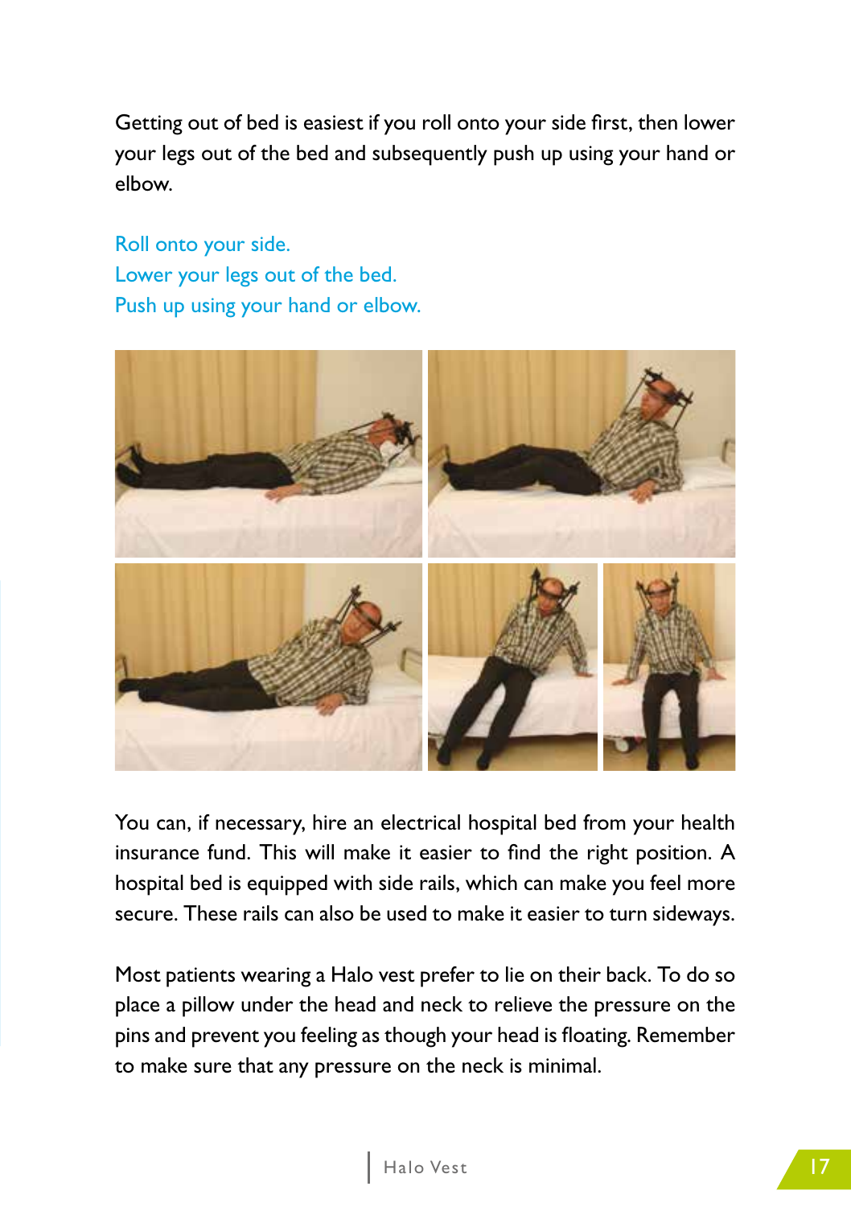Getting out of bed is easiest if you roll onto your side first, then lower your legs out of the bed and subsequently push up using your hand or elbow.

Roll onto your side.
Lower your legs out of the bed.
Push up using your hand or elbow.

You can, if necessary, hire an electrical hospital bed from your health insurance fund. This will make it easier to find the right position. A hospital bed is equipped with side rails, which can make you feel more secure. These rails can also be used to make it easier to turn sideways.

Most patients wearing a Halo vest prefer to lie on their back. To do so place a pillow under the head and neck to relieve the pressure on the pins and prevent you feeling as though your head is floating. Remember to make sure that any pressure on the neck is minimal.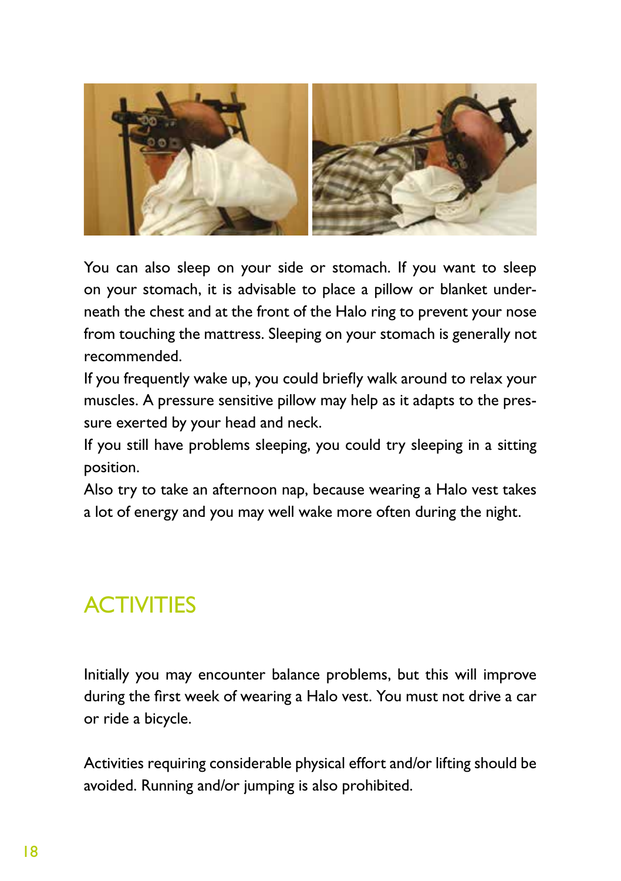You can also sleep on your side or stomach. If you want to sleep on your stomach, it is advisable to place a pillow or blanket underneath the chest and at the front of the Halo ring to prevent your nose from touching the mattress. Sleeping on your stomach is generally not recommended.

If you frequently wake up, you could briefly walk around to relax your muscles. A pressure sensitive pillow may help as it adapts to the pressure exerted by your head and neck.

If you still have problems sleeping, you could try sleeping in a sitting position.

Also try to take an afternoon nap, because wearing a Halo vest takes a lot of energy and you may well wake more often during the night.

## ACTIVITIES

Initially you may encounter balance problems, but this will improve during the first week of wearing a Halo vest. You must not drive a car or ride a bicycle.

Activities requiring considerable physical effort and/or lifting should be avoided. Running and/or jumping is also prohibited.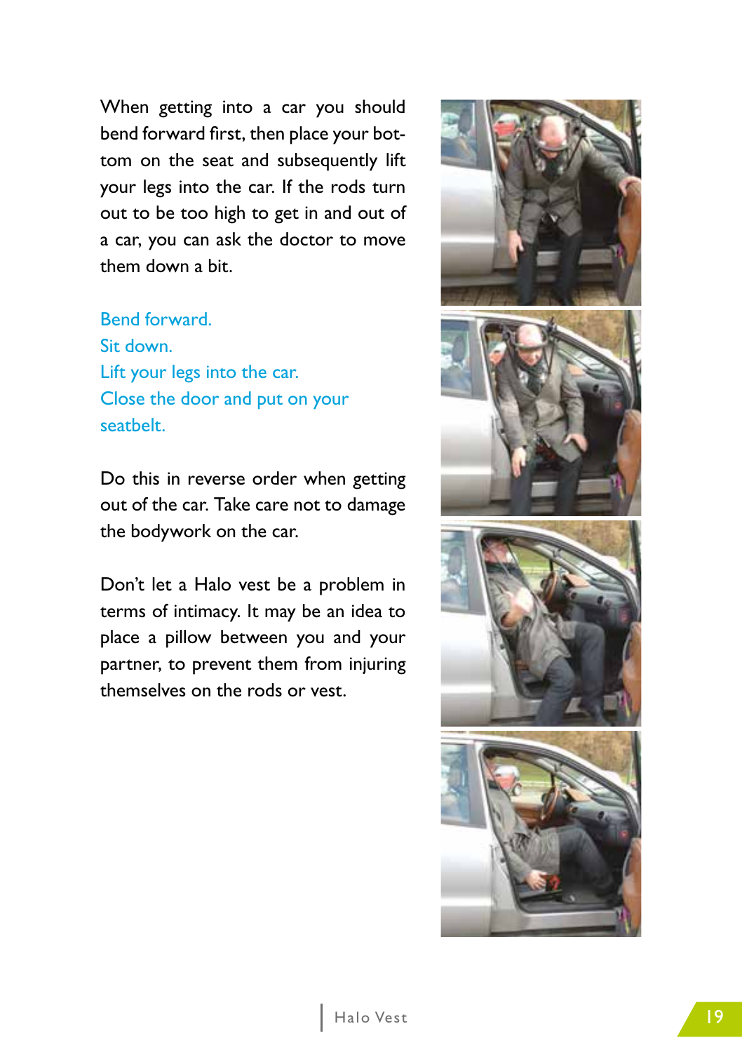When getting into a car you should bend forward first, then place your bottom on the seat and subsequently lift your legs into the car. If the rods turn out to be too high to get in and out of a car, you can ask the doctor to move them down a bit.

Bend forward.
Sit down.
Lift your legs into the car.
Close the door and put on your seatbelt.

Do this in reverse order when getting out of the car. Take care not to damage the bodywork on the car.

Don't let a Halo vest be a problem in terms of intimacy. It may be an idea to place a pillow between you and your partner, to prevent them from injuring themselves on the rods or vest.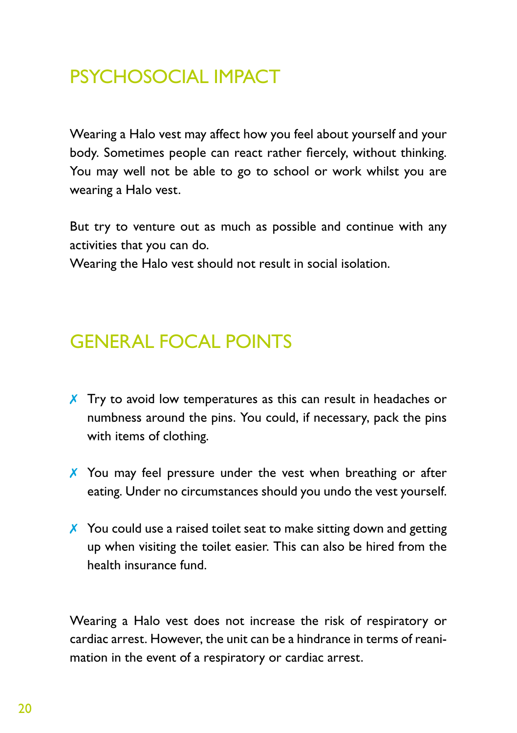## PSYCHOSOCIAL IMPACT

Wearing a Halo vest may affect how you feel about yourself and your body. Sometimes people can react rather fiercely, without thinking. You may well not be able to go to school or work whilst you are wearing a Halo vest.

But try to venture out as much as possible and continue with any activities that you can do.
Wearing the Halo vest should not result in social isolation.

## GENERAL FOCAL POINTS

- ✗ Try to avoid low temperatures as this can result in headaches or numbness around the pins. You could, if necessary, pack the pins with items of clothing.
- ✗ You may feel pressure under the vest when breathing or after eating. Under no circumstances should you undo the vest yourself.
- ✗ You could use a raised toilet seat to make sitting down and getting up when visiting the toilet easier. This can also be hired from the health insurance fund.

Wearing a Halo vest does not increase the risk of respiratory or cardiac arrest. However, the unit can be a hindrance in terms of reanimation in the event of a respiratory or cardiac arrest.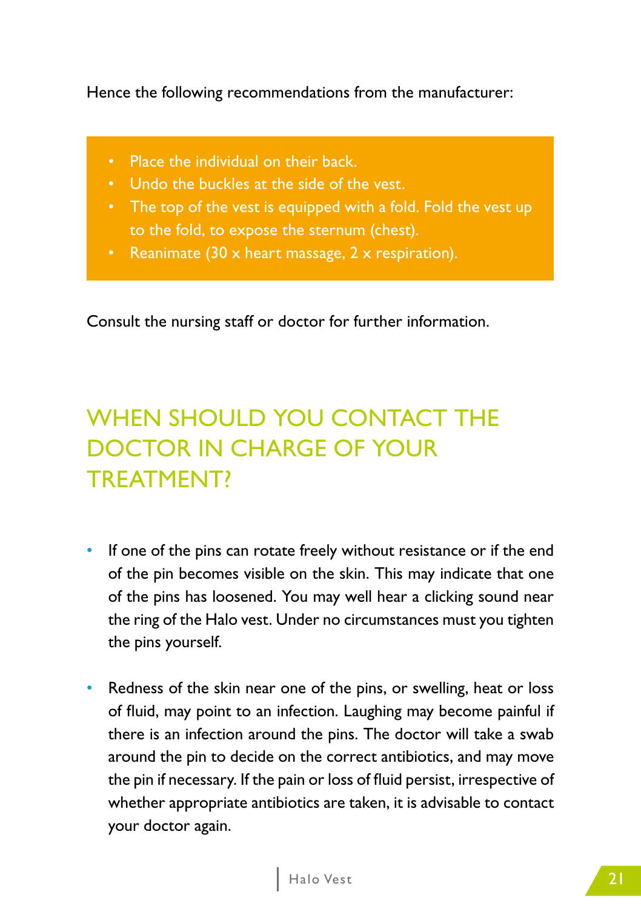Hence the following recommendations from the manufacturer:

- Place the individual on their back.
- Undo the buckles at the side of the vest.
- The top of the vest is equipped with a fold. Fold the vest up to the fold, to expose the sternum (chest).
- Reanimate (30 x heart massage, 2 x respiration).

Consult the nursing staff or doctor for further information.

## WHEN SHOULD YOU CONTACT THE DOCTOR IN CHARGE OF YOUR TREATMENT?

- If one of the pins can rotate freely without resistance or if the end of the pin becomes visible on the skin. This may indicate that one of the pins has loosened. You may well hear a clicking sound near the ring of the Halo vest. Under no circumstances must you tighten the pins yourself.

- Redness of the skin near one of the pins, or swelling, heat or loss of fluid, may point to an infection. Laughing may become painful if there is an infection around the pins. The doctor will take a swab around the pin to decide on the correct antibiotics, and may move the pin if necessary. If the pain or loss of fluid persist, irrespective of whether appropriate antibiotics are taken, it is advisable to contact your doctor again.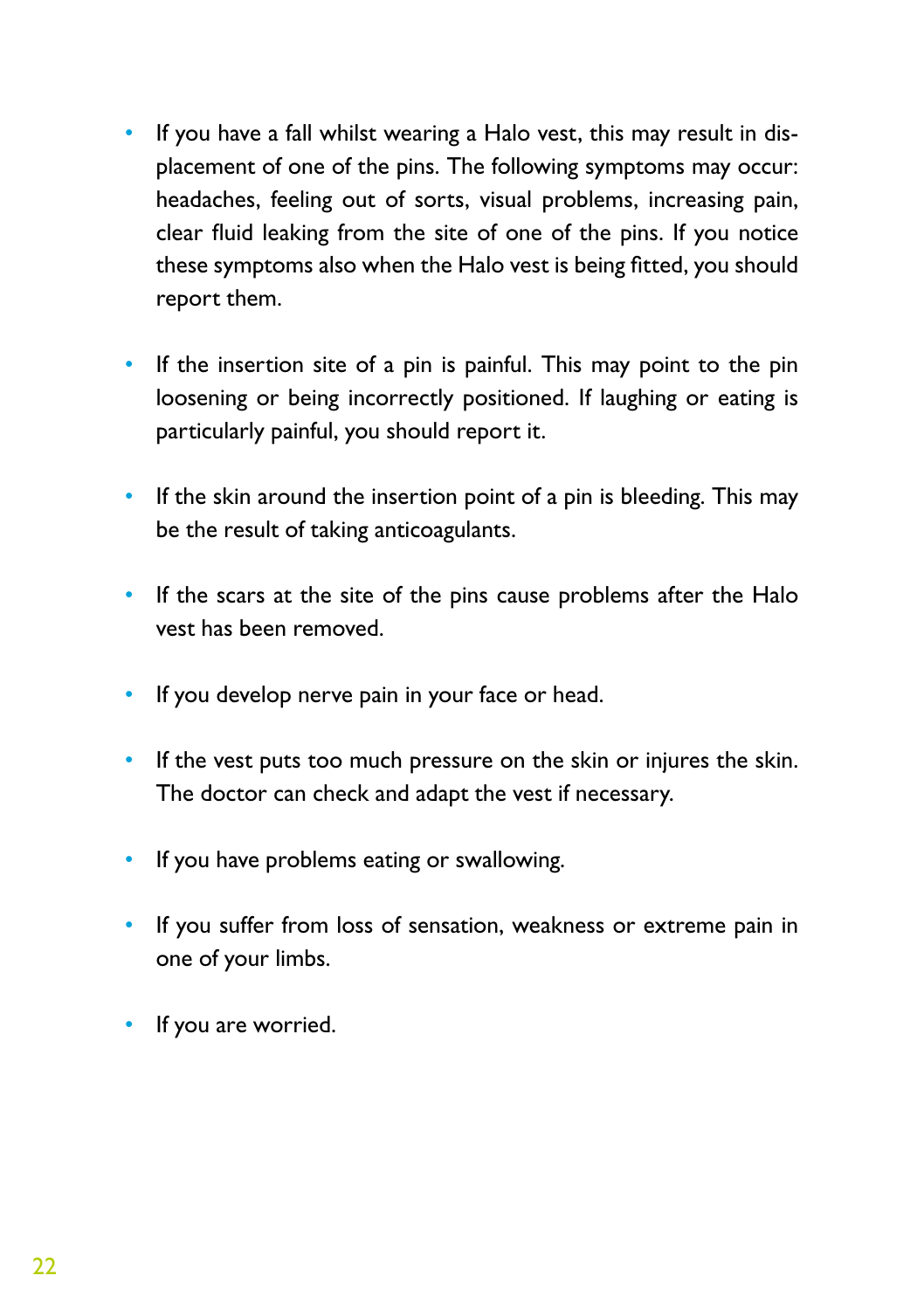- If you have a fall whilst wearing a Halo vest, this may result in displacement of one of the pins. The following symptoms may occur: headaches, feeling out of sorts, visual problems, increasing pain, clear fluid leaking from the site of one of the pins. If you notice these symptoms also when the Halo vest is being fitted, you should report them.

- If the insertion site of a pin is painful. This may point to the pin loosening or being incorrectly positioned. If laughing or eating is particularly painful, you should report it.

- If the skin around the insertion point of a pin is bleeding. This may be the result of taking anticoagulants.

- If the scars at the site of the pins cause problems after the Halo vest has been removed.

- If you develop nerve pain in your face or head.

- If the vest puts too much pressure on the skin or injures the skin. The doctor can check and adapt the vest if necessary.

- If you have problems eating or swallowing.

- If you suffer from loss of sensation, weakness or extreme pain in one of your limbs.

- If you are worried.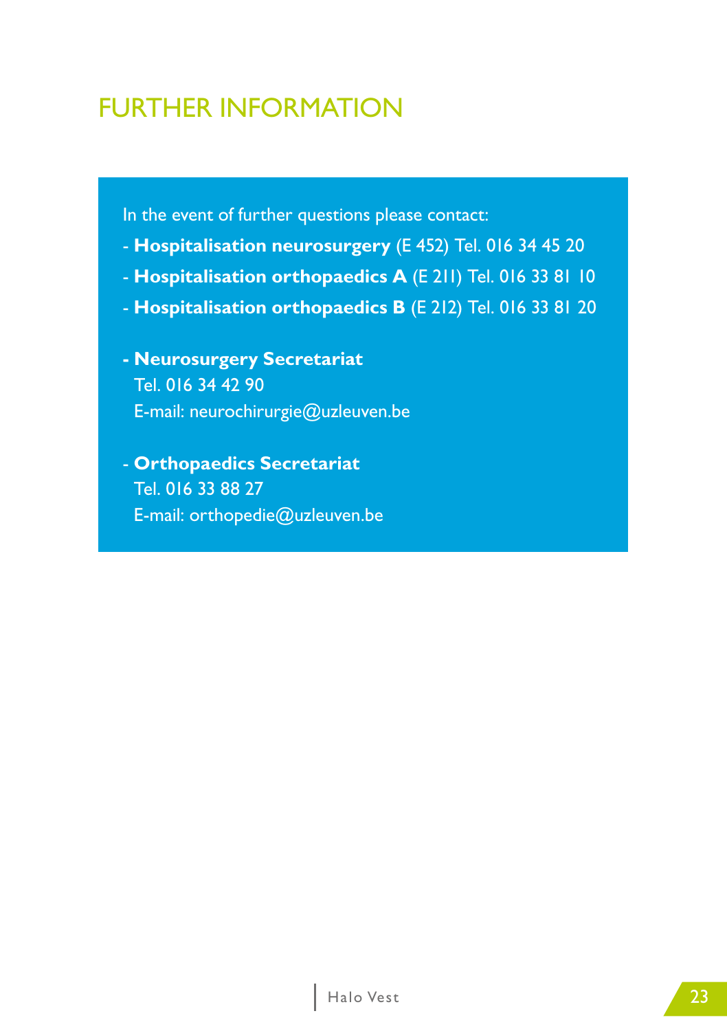# FURTHER INFORMATION

In the event of further questions please contact:

- **Hospitalisation neurosurgery** (E 452) Tel. 016 34 45 20
- **Hospitalisation orthopaedics A** (E 211) Tel. 016 33 81 10
- **Hospitalisation orthopaedics B** (E 212) Tel. 016 33 81 20

- **Neurosurgery Secretariat**
  Tel. 016 34 42 90
  E-mail: neurochirurgie@uzleuven.be

- **Orthopaedics Secretariat**
  Tel. 016 33 88 27
  E-mail: orthopedie@uzleuven.be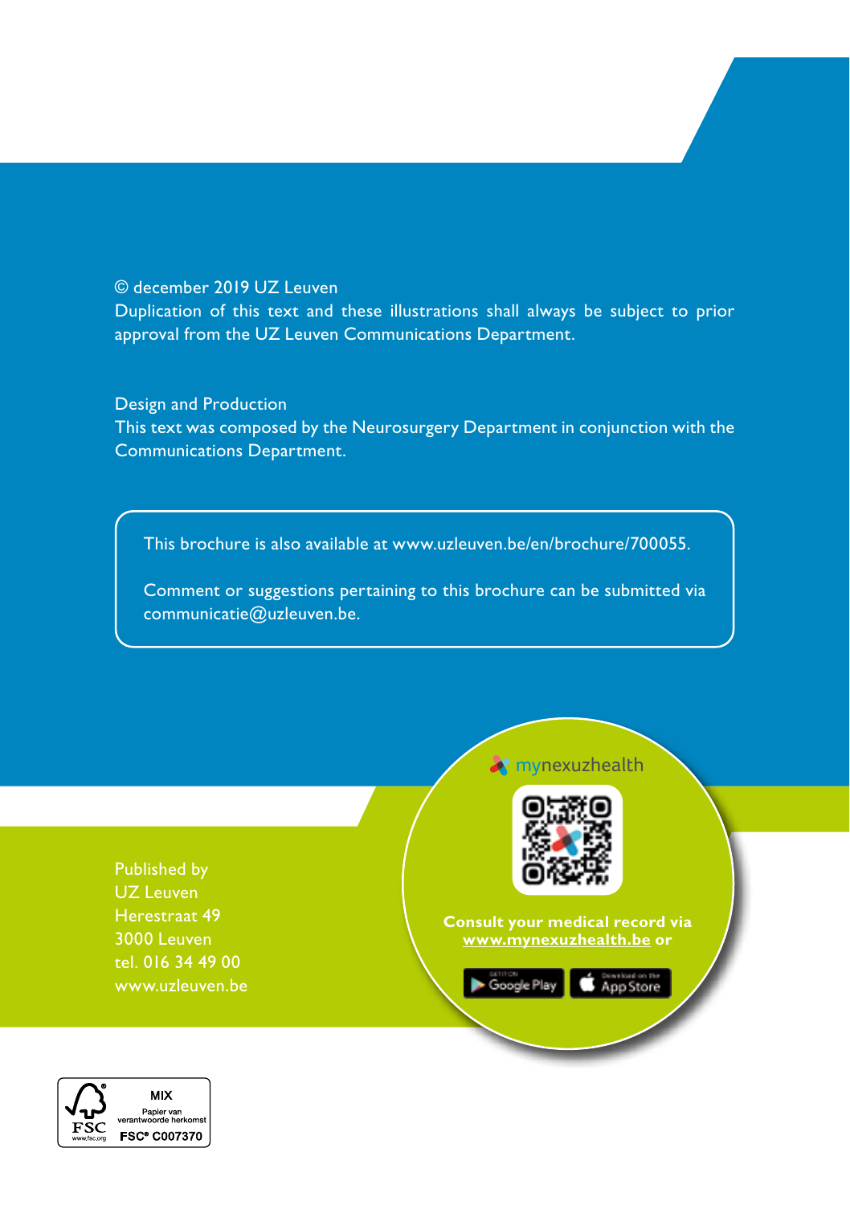© december 2019 UZ Leuven
Duplication of this text and these illustrations shall always be subject to prior approval from the UZ Leuven Communications Department.

Design and Production
This text was composed by the Neurosurgery Department in conjunction with the Communications Department.

This brochure is also available at www.uzleuven.be/en/brochure/700055.

Comment or suggestions pertaining to this brochure can be submitted via communicatie@uzleuven.be.

mynexuzhealth

**Consult your medical record via [www.mynexuzhealth.be](http://www.mynexuzhealth.be) or**

GET IT ON Google Play

Download on the App Store

Published by
UZ Leuven
Herestraat 49
3000 Leuven
tel. 016 34 49 00
www.uzleuven.be

FSC
www.fsc.org
MIX
Papier van verantwoorde herkomst
FSC® C007370